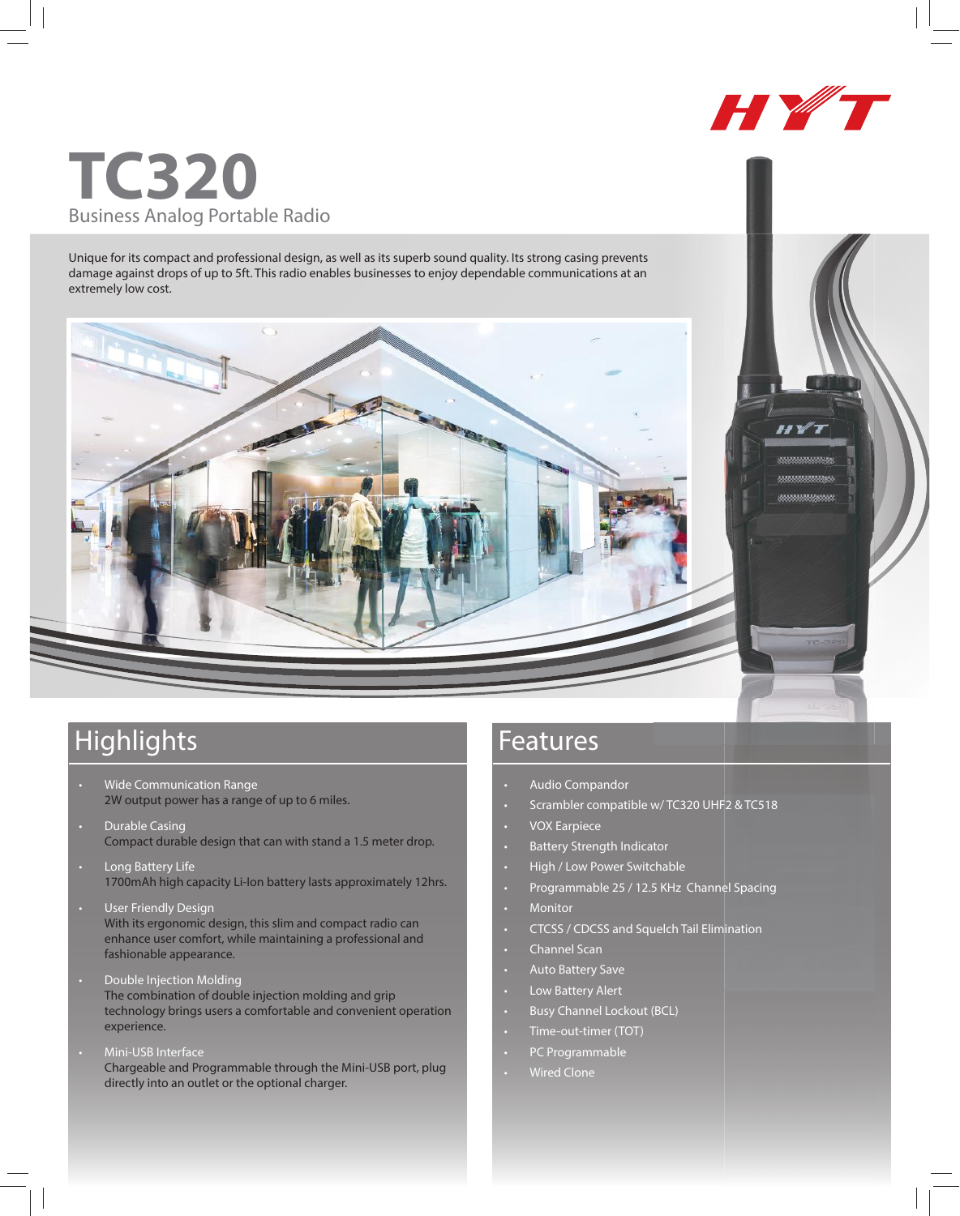# TC320

Business Analog Portable Radio

Unique for its compact and professional design, as well as its superb sound quality. Its strong casing prevents damage against drops of up to 5ft. This radio enables businesses to enjoy dependable communications at an extremely low cost.

## Highlights

- Wide Communication Range
  2W output power has a range of up to 6 miles.
- Durable Casing
  Compact durable design that can with stand a 1.5 meter drop.
- Long Battery Life
  1700mAh high capacity Li-Ion battery lasts approximately 12hrs.
- User Friendly Design
  With its ergonomic design, this slim and compact radio can enhance user comfort, while maintaining a professional and fashionable appearance.
- Double Injection Molding
  The combination of double injection molding and grip technology brings users a comfortable and convenient operation experience.
- Mini-USB Interface
  Chargeable and Programmable through the Mini-USB port, plug directly into an outlet or the optional charger.

## Features

- Audio Compandor
- Scrambler compatible w/ TC320 UHF2 & TC518
- VOX Earpiece
- Battery Strength Indicator
- High / Low Power Switchable
- Programmable 25 / 12.5 KHz Channel Spacing
- Monitor
- CTCSS / CDCSS and Squelch Tail Elimination
- Channel Scan
- Auto Battery Save
- Low Battery Alert
- Busy Channel Lockout (BCL)
- Time-out-timer (TOT)
- PC Programmable
- Wired Clone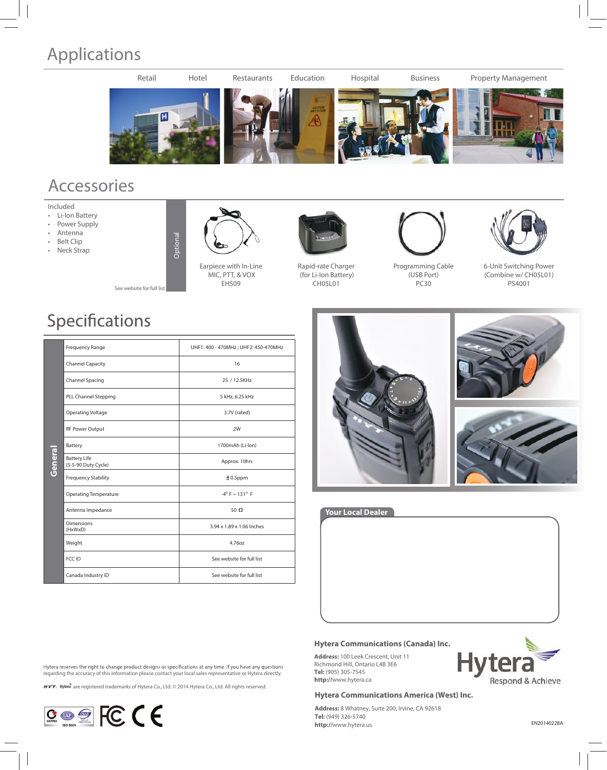# Applications

Retail Hotel Restaurants Education Hospital Business Property Management

# Accessories

Included

- Li-Ion Battery
- Power Supply
- Antenna
- Belt Clip
- Neck Strap

See website for full list

Optional

Earpiece with In-Line MIC, PTT, & VOX
EHS09

Rapid-rate Charger (for Li-Ion Battery)
CH05L01

Programming Cable (USB Port)
PC30

6-Unit Switching Power (Combine w/ CH05L01)
PS4001

# Specifications

| | | |
|---|---|---|
| General | Frequency Range | UHF1: 400 - 470MHz ; UHF2: 450-470MHz |
| | Channel Capacity | 16 |
| | Channel Spacing | 25 / 12.5KHz |
| | PLL Channel Stepping | 5 kHz, 6.25 kHz |
| | Operating Voltage | 3.7V (rated) |
| | RF Power Output | 2W |
| | Battery | 1700mAh (Li-Ion) |
| | Battery Life (5-5-90 Duty Cycle) | Approx. 10hrs |
| | Frequency Stability | ±0.5ppm |
| | Operating Temperature | -4° F ~ 131° F |
| | Antenna Impedance | 50 Ω |
| | Dimensions (HxWxD) | 3.94 x 1.89 x 1.06 Inches |
| | Weight | 4.76oz |
| | FCC ID | See website for full list |
| | Canada Industry ID | See website for full list |

Your Local Dealer

Hytera reserves the right to change product designs or specifications at any time. If you have any questions regarding the accuracy of this information please contact your local sales representative or Hytera directly.

HYT, Hytera are registered trademarks of Hytera Co., Ltd. © 2014 Hytera Co., Ltd. All rights reserved.

**Hytera Communications (Canada) Inc.**

**Address:** 100 Leek Crescent, Unit 11
Richmond Hill, Ontario L4B 3E6
**Tel:** (905) 305-7545
**http:**//www.hytera.ca

Hytera
Respond & Achieve

**Hytera Communications America (West) Inc.**

**Address:** 8 Whatney, Suite 200, Irvine, CA 92618
**Tel:** (949) 326-5740
**http:**//www.hytera.us

EN20140228A